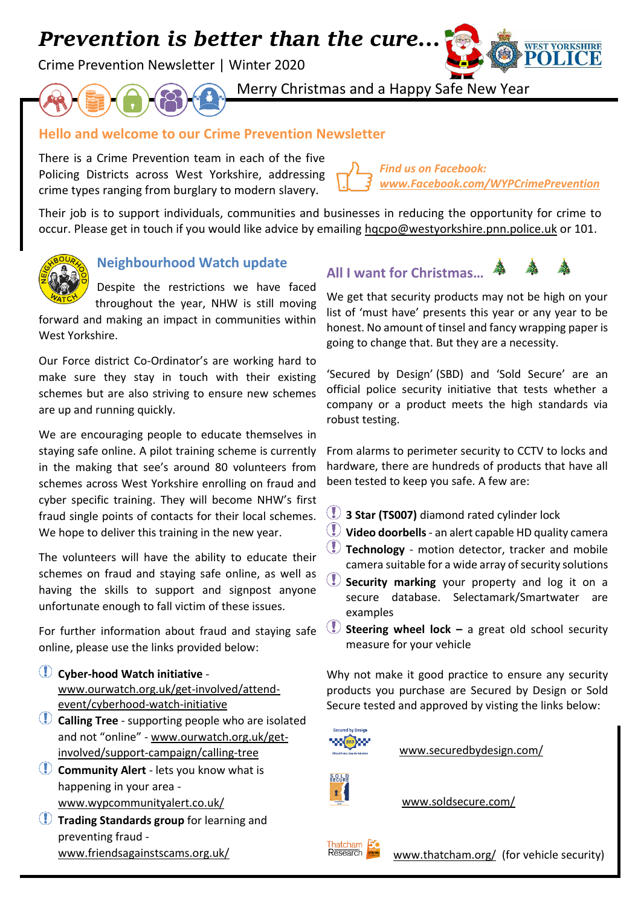# *Prevention is better than the cure…*

Crime Prevention Newsletter | Winter 2020

Merry Christmas and a Happy Safe New Year

## Hello and welcome to our Crime Prevention Newsletter

There is a Crime Prevention team in each of the five Policing Districts across West Yorkshire, addressing crime types ranging from burglary to modern slavery.

***Find us on Facebook:***
***www.Facebook.com/WYPCrimePrevention***

Their job is to support individuals, communities and businesses in reducing the opportunity for crime to occur. Please get in touch if you would like advice by emailing hqcpo@westyorkshire.pnn.police.uk or 101.

## Neighbourhood Watch update

Despite the restrictions we have faced throughout the year, NHW is still moving forward and making an impact in communities within West Yorkshire.

Our Force district Co-Ordinator's are working hard to make sure they stay in touch with their existing schemes but are also striving to ensure new schemes are up and running quickly.

We are encouraging people to educate themselves in staying safe online. A pilot training scheme is currently in the making that see's around 80 volunteers from schemes across West Yorkshire enrolling on fraud and cyber specific training. They will become NHW's first fraud single points of contacts for their local schemes. We hope to deliver this training in the new year.

The volunteers will have the ability to educate their schemes on fraud and staying safe online, as well as having the skills to support and signpost anyone unfortunate enough to fall victim of these issues.

For further information about fraud and staying safe online, please use the links provided below:

- **Cyber-hood Watch initiative** - www.ourwatch.org.uk/get-involved/attend-event/cyberhood-watch-initiative
- **Calling Tree** - supporting people who are isolated and not "online" - www.ourwatch.org.uk/get-involved/support-campaign/calling-tree
- **Community Alert** - lets you know what is happening in your area - www.wypcommunityalert.co.uk/
- **Trading Standards group** for learning and preventing fraud - www.friendsagainstscams.org.uk/

## All I want for Christmas…

We get that security products may not be high on your list of 'must have' presents this year or any year to be honest. No amount of tinsel and fancy wrapping paper is going to change that. But they are a necessity.

'Secured by Design' (SBD) and 'Sold Secure' are an official police security initiative that tests whether a company or a product meets the high standards via robust testing.

From alarms to perimeter security to CCTV to locks and hardware, there are hundreds of products that have all been tested to keep you safe. A few are:

- **3 Star (TS007)** diamond rated cylinder lock
- **Video doorbells** - an alert capable HD quality camera
- **Technology** - motion detector, tracker and mobile camera suitable for a wide array of security solutions
- **Security marking** your property and log it on a secure database. Selectamark/Smartwater are examples
- **Steering wheel lock –** a great old school security measure for your vehicle

Why not make it good practice to ensure any security products you purchase are Secured by Design or Sold Secure tested and approved by visting the links below:

www.securedbydesign.com/

www.soldsecure.com/

www.thatcham.org/ (for vehicle security)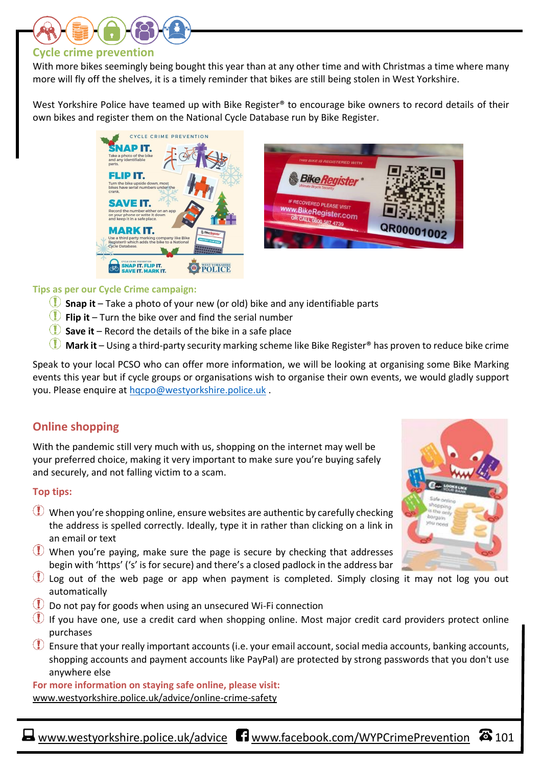## Cycle crime prevention

With more bikes seemingly being bought this year than at any other time and with Christmas a time where many more will fly off the shelves, it is a timely reminder that bikes are still being stolen in West Yorkshire.

West Yorkshire Police have teamed up with Bike Register® to encourage bike owners to record details of their own bikes and register them on the National Cycle Database run by Bike Register.

### Tips as per our Cycle Crime campaign:

- **Snap it** – Take a photo of your new (or old) bike and any identifiable parts
- **Flip it** – Turn the bike over and find the serial number
- **Save it** – Record the details of the bike in a safe place
- **Mark it** – Using a third-party security marking scheme like Bike Register® has proven to reduce bike crime

Speak to your local PCSO who can offer more information, we will be looking at organising some Bike Marking events this year but if cycle groups or organisations wish to organise their own events, we would gladly support you. Please enquire at hqcpo@westyorkshire.police.uk .

## Online shopping

With the pandemic still very much with us, shopping on the internet may well be your preferred choice, making it very important to make sure you're buying safely and securely, and not falling victim to a scam.

### Top tips:

- When you're shopping online, ensure websites are authentic by carefully checking the address is spelled correctly. Ideally, type it in rather than clicking on a link in an email or text
- When you're paying, make sure the page is secure by checking that addresses begin with 'https' ('s' is for secure) and there's a closed padlock in the address bar
- Log out of the web page or app when payment is completed. Simply closing it may not log you out automatically
- Do not pay for goods when using an unsecured Wi-Fi connection
- If you have one, use a credit card when shopping online. Most major credit card providers protect online purchases
- Ensure that your really important accounts (i.e. your email account, social media accounts, banking accounts, shopping accounts and payment accounts like PayPal) are protected by strong passwords that you don't use anywhere else

**For more information on staying safe online, please visit:**
www.westyorkshire.police.uk/advice/online-crime-safety

www.westyorkshire.police.uk/advice www.facebook.com/WYPCrimePrevention 101